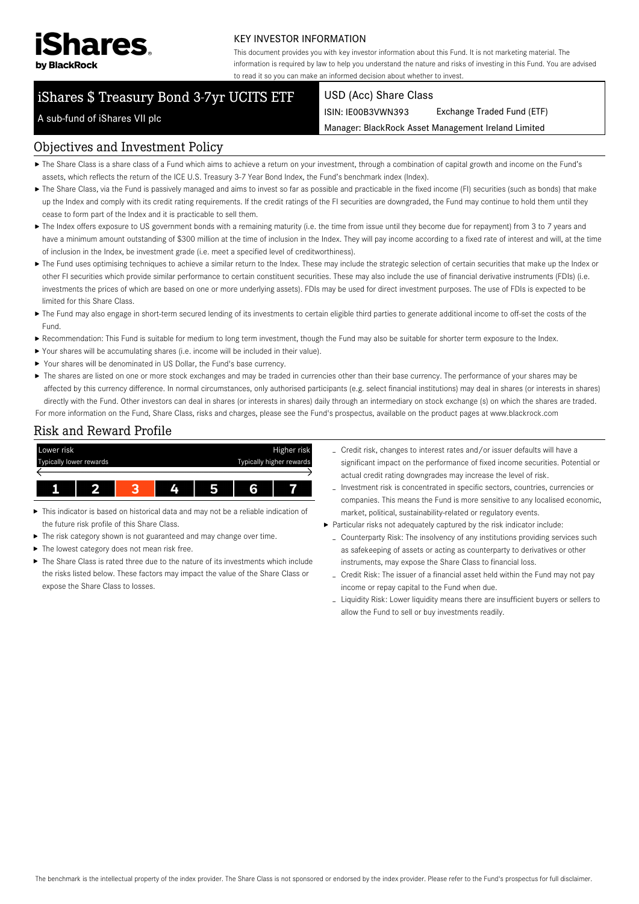iShares by BlackRock

KEY INVESTOR INFORMATION

This document provides you with key investor information about this Fund. It is not marketing material. The information is required by law to help you understand the nature and risks of investing in this Fund. You are advised to read it so you can make an informed decision about whether to invest.

# iShares $ Treasury Bond 3-7yr UCITS ETF

A sub-fund of iShares VII plc

USD (Acc) Share Class

ISIN: IE00B3VWN393 Exchange Traded Fund (ETF)

Manager: BlackRock Asset Management Ireland Limited

## Objectives and Investment Policy

- The Share Class is a share class of a Fund which aims to achieve a return on your investment, through a combination of capital growth and income on the Fund's assets, which reflects the return of the ICE U.S. Treasury 3-7 Year Bond Index, the Fund's benchmark index (Index).
- The Share Class, via the Fund is passively managed and aims to invest so far as possible and practicable in the fixed income (FI) securities (such as bonds) that make up the Index and comply with its credit rating requirements. If the credit ratings of the FI securities are downgraded, the Fund may continue to hold them until they cease to form part of the Index and it is practicable to sell them.
- The Index offers exposure to US government bonds with a remaining maturity (i.e. the time from issue until they become due for repayment) from 3 to 7 years and have a minimum amount outstanding of $300 million at the time of inclusion in the Index. They will pay income according to a fixed rate of interest and will, at the time of inclusion in the Index, be investment grade (i.e. meet a specified level of creditworthiness).
- The Fund uses optimising techniques to achieve a similar return to the Index. These may include the strategic selection of certain securities that make up the Index or other FI securities which provide similar performance to certain constituent securities. These may also include the use of financial derivative instruments (FDIs) (i.e. investments the prices of which are based on one or more underlying assets). FDIs may be used for direct investment purposes. The use of FDIs is expected to be limited for this Share Class.
- The Fund may also engage in short-term secured lending of its investments to certain eligible third parties to generate additional income to off-set the costs of the Fund.
- Recommendation: This Fund is suitable for medium to long term investment, though the Fund may also be suitable for shorter term exposure to the Index.
- Your shares will be accumulating shares (i.e. income will be included in their value).
- Your shares will be denominated in US Dollar, the Fund's base currency.
- The shares are listed on one or more stock exchanges and may be traded in currencies other than their base currency. The performance of your shares may be affected by this currency difference. In normal circumstances, only authorised participants (e.g. select financial institutions) may deal in shares (or interests in shares) directly with the Fund. Other investors can deal in shares (or interests in shares) daily through an intermediary on stock exchange (s) on which the shares are traded.

For more information on the Fund, Share Class, risks and charges, please see the Fund's prospectus, available on the product pages at www.blackrock.com

## Risk and Reward Profile

| Lower risk<br>Typically lower rewards | | | | | | Higher risk<br>Typically higher rewards |
|---|---|---|---|---|---|---|
| 1 | 2 | **3** | 4 | 5 | 6 | 7 |

- This indicator is based on historical data and may not be a reliable indication of the future risk profile of this Share Class.
- The risk category shown is not guaranteed and may change over time.
- The lowest category does not mean risk free.
- The Share Class is rated three due to the nature of its investments which include the risks listed below. These factors may impact the value of the Share Class or expose the Share Class to losses.
  - Credit risk, changes to interest rates and/or issuer defaults will have a significant impact on the performance of fixed income securities. Potential or actual credit rating downgrades may increase the level of risk.
  - Investment risk is concentrated in specific sectors, countries, currencies or companies. This means the Fund is more sensitive to any localised economic, market, political, sustainability-related or regulatory events.
- Particular risks not adequately captured by the risk indicator include:
  - Counterparty Risk: The insolvency of any institutions providing services such as safekeeping of assets or acting as counterparty to derivatives or other instruments, may expose the Share Class to financial loss.
  - Credit Risk: The issuer of a financial asset held within the Fund may not pay income or repay capital to the Fund when due.
  - Liquidity Risk: Lower liquidity means there are insufficient buyers or sellers to allow the Fund to sell or buy investments readily.

The benchmark is the intellectual property of the index provider. The Share Class is not sponsored or endorsed by the index provider. Please refer to the Fund's prospectus for full disclaimer.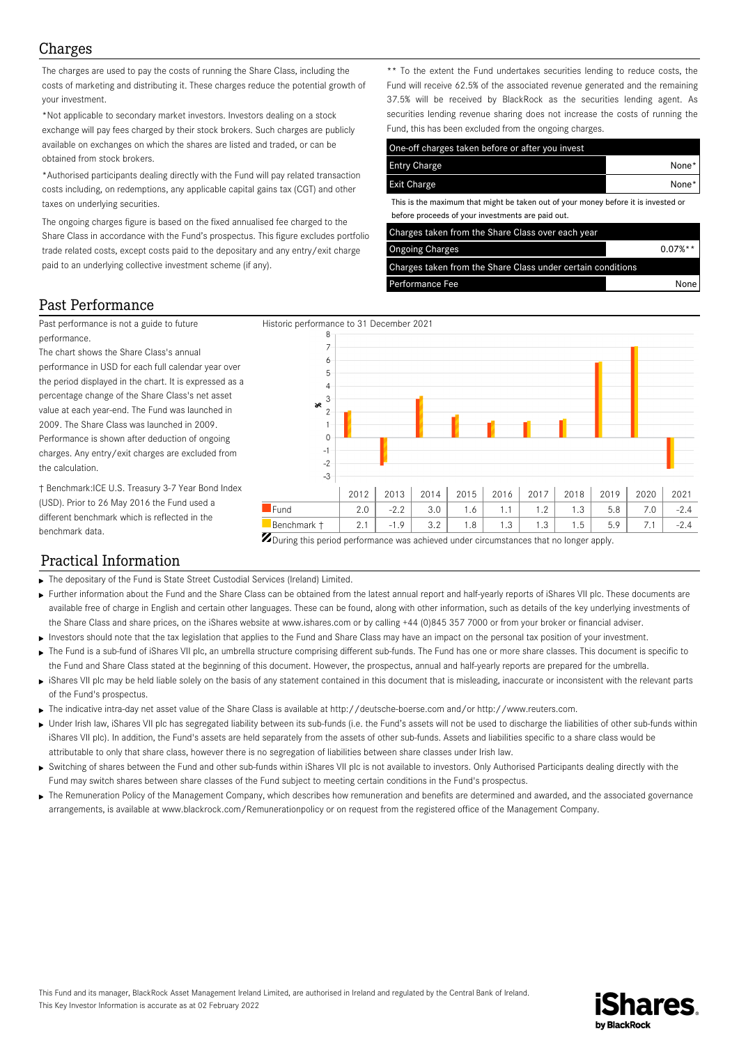## Charges

The charges are used to pay the costs of running the Share Class, including the costs of marketing and distributing it. These charges reduce the potential growth of your investment.

*Not applicable to secondary market investors. Investors dealing on a stock exchange will pay fees charged by their stock brokers. Such charges are publicly available on exchanges on which the shares are listed and traded, or can be obtained from stock brokers.

*Authorised participants dealing directly with the Fund will pay related transaction costs including, on redemptions, any applicable capital gains tax (CGT) and other taxes on underlying securities.

The ongoing charges figure is based on the fixed annualised fee charged to the Share Class in accordance with the Fund's prospectus. This figure excludes portfolio trade related costs, except costs paid to the depositary and any entry/exit charge paid to an underlying collective investment scheme (if any).

** To the extent the Fund undertakes securities lending to reduce costs, the Fund will receive 62.5% of the associated revenue generated and the remaining 37.5% will be received by BlackRock as the securities lending agent. As securities lending revenue sharing does not increase the costs of running the Fund, this has been excluded from the ongoing charges.

| One-off charges taken before or after you invest | |
|---|---|
| Entry Charge | None* |
| Exit Charge | None* |

This is the maximum that might be taken out of your money before it is invested or before proceeds of your investments are paid out.

| Charges taken from the Share Class over each year | |
|---|---|
| Ongoing Charges | 0.07%** |

| Charges taken from the Share Class under certain conditions | |
|---|---|
| Performance Fee | None |

## Past Performance

Past performance is not a guide to future performance.

The chart shows the Share Class's annual performance in USD for each full calendar year over the period displayed in the chart. It is expressed as a percentage change of the Share Class's net asset value at each year-end. The Fund was launched in 2009. The Share Class was launched in 2009.

Performance is shown after deduction of ongoing charges. Any entry/exit charges are excluded from the calculation.

† Benchmark:ICE U.S. Treasury 3-7 Year Bond Index (USD). Prior to 26 May 2016 the Fund used a different benchmark which is reflected in the benchmark data.

Historic performance to 31 December 2021

%

8
7
6
5
4
3
2
1
0
-1
-2
-3

| | 2012 | 2013 | 2014 | 2015 | 2016 | 2017 | 2018 | 2019 | 2020 | 2021 |
|---|---|---|---|---|---|---|---|---|---|---|
| Fund | 2.0 | -2.2 | 3.0 | 1.6 | 1.1 | 1.2 | 1.3 | 5.8 | 7.0 | -2.4 |
| Benchmark † | 2.1 | -1.9 | 3.2 | 1.8 | 1.3 | 1.3 | 1.5 | 5.9 | 7.1 | -2.4 |

During this period performance was achieved under circumstances that no longer apply.

## Practical Information

- The depositary of the Fund is State Street Custodial Services (Ireland) Limited.
- Further information about the Fund and the Share Class can be obtained from the latest annual report and half-yearly reports of iShares VII plc. These documents are available free of charge in English and certain other languages. These can be found, along with other information, such as details of the key underlying investments of the Share Class and share prices, on the iShares website at www.ishares.com or by calling +44 (0)845 357 7000 or from your broker or financial adviser.
- Investors should note that the tax legislation that applies to the Fund and Share Class may have an impact on the personal tax position of your investment.
- The Fund is a sub-fund of iShares VII plc, an umbrella structure comprising different sub-funds. The Fund has one or more share classes. This document is specific to the Fund and Share Class stated at the beginning of this document. However, the prospectus, annual and half-yearly reports are prepared for the umbrella.
- iShares VII plc may be held liable solely on the basis of any statement contained in this document that is misleading, inaccurate or inconsistent with the relevant parts of the Fund's prospectus.
- The indicative intra-day net asset value of the Share Class is available at http://deutsche-boerse.com and/or http://www.reuters.com.
- Under Irish law, iShares VII plc has segregated liability between its sub-funds (i.e. the Fund's assets will not be used to discharge the liabilities of other sub-funds within iShares VII plc). In addition, the Fund's assets are held separately from the assets of other sub-funds. Assets and liabilities specific to a share class would be attributable to only that share class, however there is no segregation of liabilities between share classes under Irish law.
- Switching of shares between the Fund and other sub-funds within iShares VII plc is not available to investors. Only Authorised Participants dealing directly with the Fund may switch shares between share classes of the Fund subject to meeting certain conditions in the Fund's prospectus.
- The Remuneration Policy of the Management Company, which describes how remuneration and benefits are determined and awarded, and the associated governance arrangements, is available at www.blackrock.com/Remunerationpolicy or on request from the registered office of the Management Company.

This Fund and its manager, BlackRock Asset Management Ireland Limited, are authorised in Ireland and regulated by the Central Bank of Ireland.
This Key Investor Information is accurate as at 02 February 2022